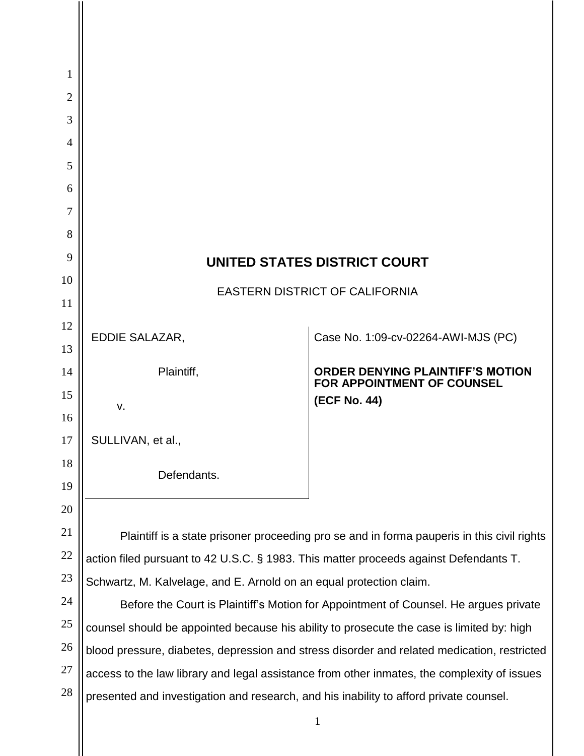# UNITED STATES DISTRICT COURT

EASTERN DISTRICT OF CALIFORNIA

| | |
|---|---|
| EDDIE SALAZAR,<br><br>Plaintiff,<br><br>v.<br><br>SULLIVAN, et al.,<br><br>Defendants. | Case No. 1:09-cv-02264-AWI-MJS (PC)<br><br>**ORDER DENYING PLAINTIFF'S MOTION FOR APPOINTMENT OF COUNSEL**<br><br>**(ECF No. 44)** |

Plaintiff is a state prisoner proceeding pro se and in forma pauperis in this civil rights action filed pursuant to 42 U.S.C. § 1983. This matter proceeds against Defendants T. Schwartz, M. Kalvelage, and E. Arnold on an equal protection claim.

Before the Court is Plaintiff's Motion for Appointment of Counsel. He argues private counsel should be appointed because his ability to prosecute the case is limited by: high blood pressure, diabetes, depression and stress disorder and related medication, restricted access to the law library and legal assistance from other inmates, the complexity of issues presented and investigation and research, and his inability to afford private counsel.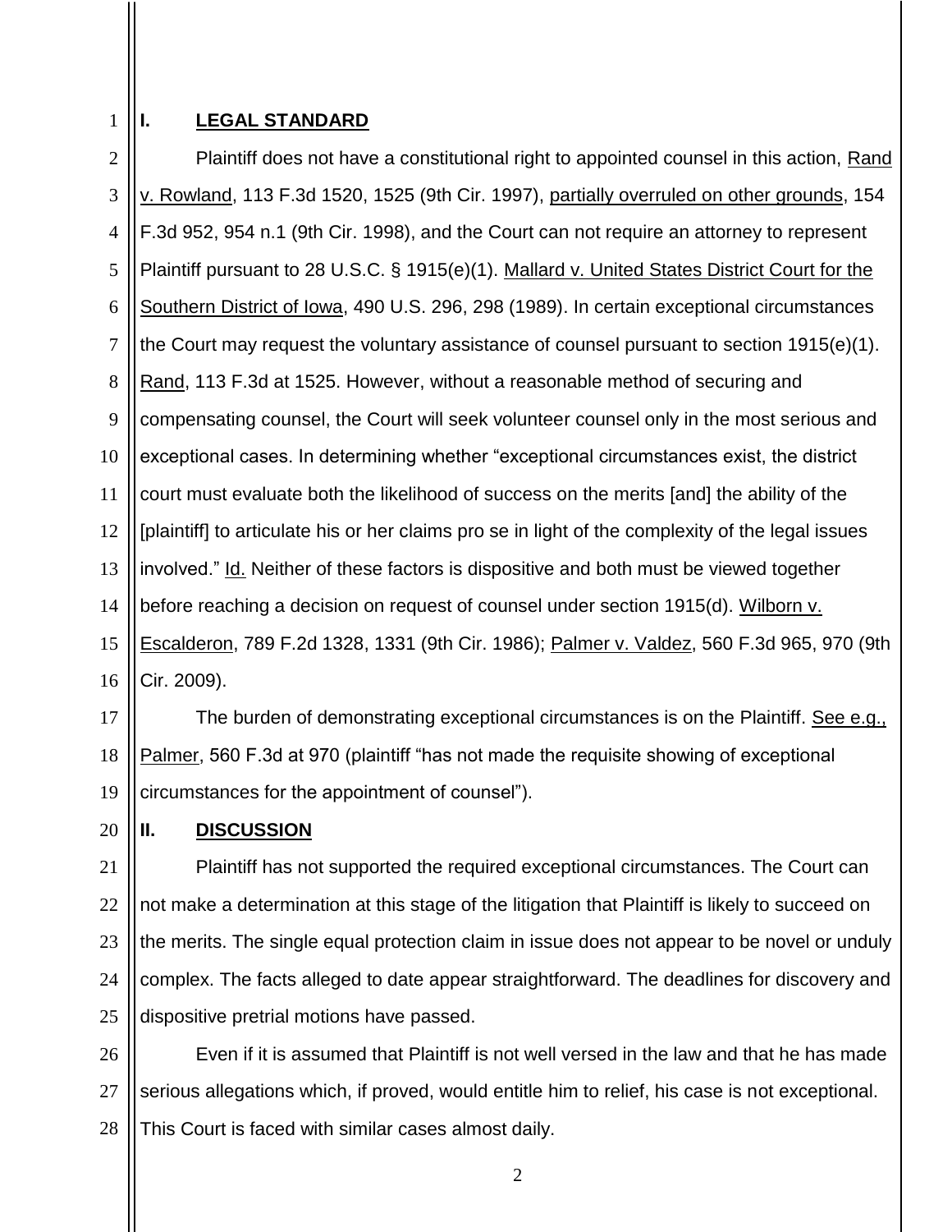## I. LEGAL STANDARD

Plaintiff does not have a constitutional right to appointed counsel in this action, Rand v. Rowland, 113 F.3d 1520, 1525 (9th Cir. 1997), partially overruled on other grounds, 154 F.3d 952, 954 n.1 (9th Cir. 1998), and the Court can not require an attorney to represent Plaintiff pursuant to 28 U.S.C. § 1915(e)(1). Mallard v. United States District Court for the Southern District of Iowa, 490 U.S. 296, 298 (1989). In certain exceptional circumstances the Court may request the voluntary assistance of counsel pursuant to section 1915(e)(1). Rand, 113 F.3d at 1525. However, without a reasonable method of securing and compensating counsel, the Court will seek volunteer counsel only in the most serious and exceptional cases. In determining whether "exceptional circumstances exist, the district court must evaluate both the likelihood of success on the merits [and] the ability of the [plaintiff] to articulate his or her claims pro se in light of the complexity of the legal issues involved." Id. Neither of these factors is dispositive and both must be viewed together before reaching a decision on request of counsel under section 1915(d). Wilborn v. Escalderon, 789 F.2d 1328, 1331 (9th Cir. 1986); Palmer v. Valdez, 560 F.3d 965, 970 (9th Cir. 2009).

The burden of demonstrating exceptional circumstances is on the Plaintiff. See e.g., Palmer, 560 F.3d at 970 (plaintiff "has not made the requisite showing of exceptional circumstances for the appointment of counsel").

## II. DISCUSSION

Plaintiff has not supported the required exceptional circumstances. The Court can not make a determination at this stage of the litigation that Plaintiff is likely to succeed on the merits. The single equal protection claim in issue does not appear to be novel or unduly complex. The facts alleged to date appear straightforward. The deadlines for discovery and dispositive pretrial motions have passed.

Even if it is assumed that Plaintiff is not well versed in the law and that he has made serious allegations which, if proved, would entitle him to relief, his case is not exceptional. This Court is faced with similar cases almost daily.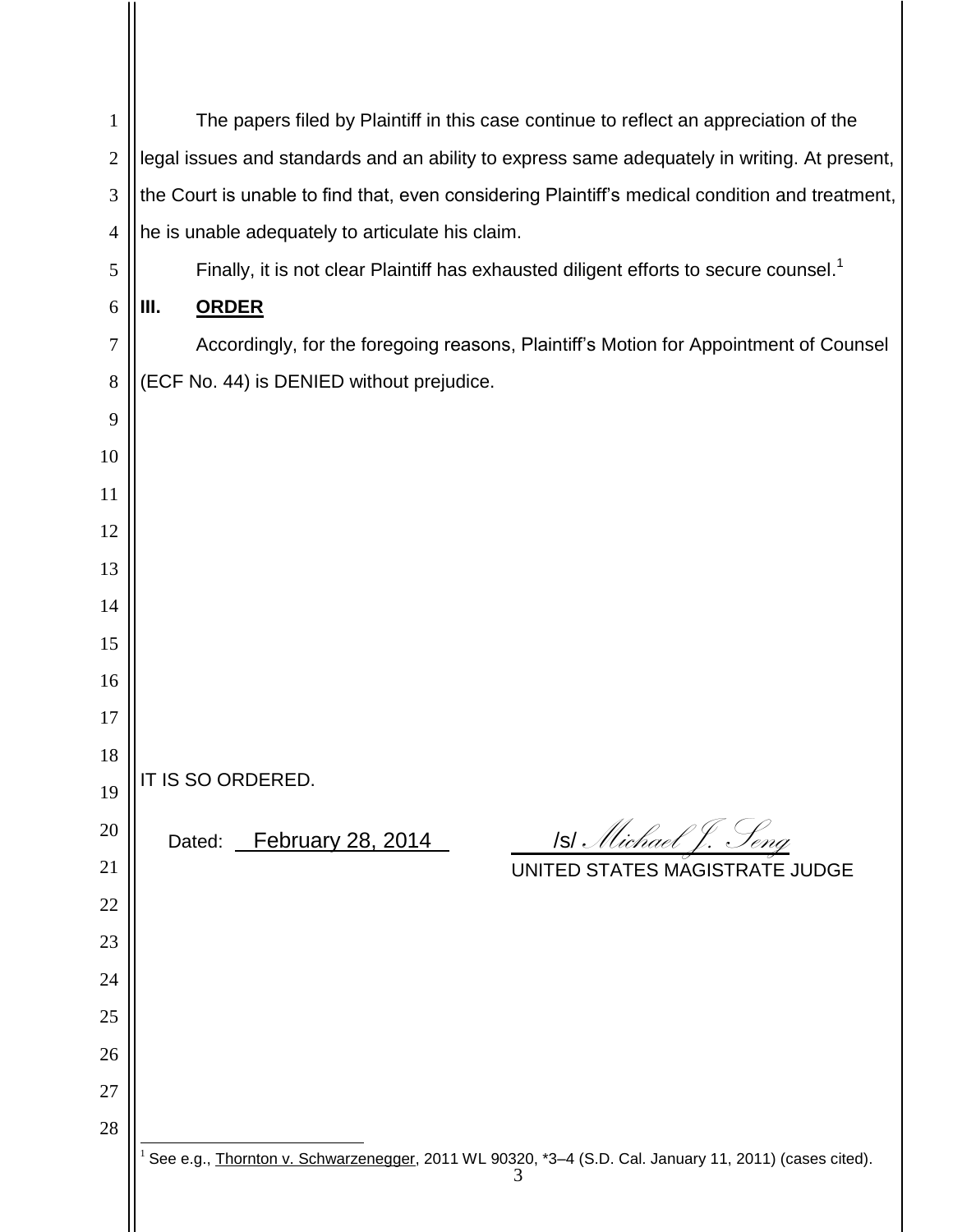The papers filed by Plaintiff in this case continue to reflect an appreciation of the legal issues and standards and an ability to express same adequately in writing. At present, the Court is unable to find that, even considering Plaintiff's medical condition and treatment, he is unable adequately to articulate his claim.

Finally, it is not clear Plaintiff has exhausted diligent efforts to secure counsel.[1]

## III. ORDER

Accordingly, for the foregoing reasons, Plaintiff's Motion for Appointment of Counsel (ECF No. 44) is DENIED without prejudice.

IT IS SO ORDERED.

Dated: February 28, 2014

/s/ *Michael J. Seng*
UNITED STATES MAGISTRATE JUDGE

[1] See e.g., Thornton v. Schwarzenegger, 2011 WL 90320, *3–4 (S.D. Cal. January 11, 2011) (cases cited).